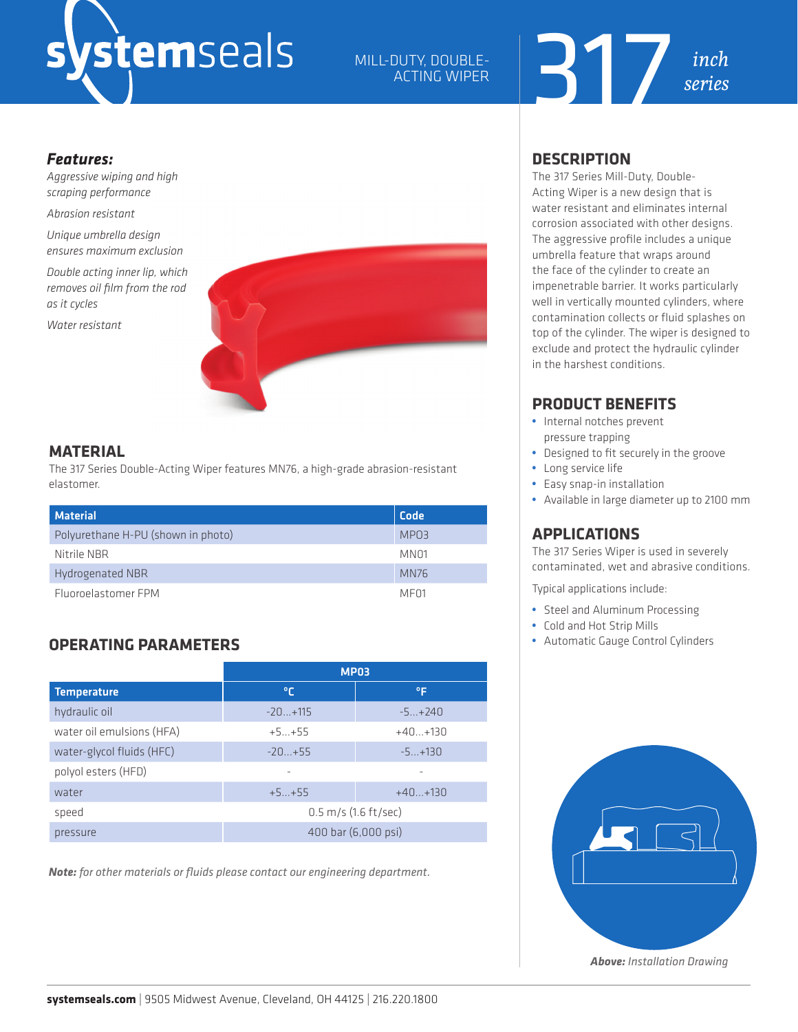# systemseals

MILL-DUTY, DOUBLE-ACTING WIPER

317 *inch series*

***Features:***

*Aggressive wiping and high scraping performance*

*Abrasion resistant*

*Unique umbrella design ensures maximum exclusion*

*Double acting inner lip, which removes oil film from the rod as it cycles*

*Water resistant*

## MATERIAL

The 317 Series Double-Acting Wiper features MN76, a high-grade abrasion-resistant elastomer.

| Material | Code |
|---|---|
| Polyurethane H-PU (shown in photo) | MP03 |
| Nitrile NBR | MN01 |
| Hydrogenated NBR | MN76 |
| Fluoroelastomer FPM | MF01 |

## OPERATING PARAMETERS

| | MP03 | |
|---|---|---|
| **Temperature** | **°C** | **°F** |
| hydraulic oil | -20...+115 | -5...+240 |
| water oil emulsions (HFA) | +5...+55 | +40...+130 |
| water-glycol fluids (HFC) | -20...+55 | -5...+130 |
| polyol esters (HFD) | - | - |
| water | +5...+55 | +40...+130 |
| speed | 0.5 m/s (1.6 ft/sec) | |
| pressure | 400 bar (6,000 psi) | |

***Note:*** *for other materials or fluids please contact our engineering department.*

## DESCRIPTION

The 317 Series Mill-Duty, Double-Acting Wiper is a new design that is water resistant and eliminates internal corrosion associated with other designs. The aggressive profile includes a unique umbrella feature that wraps around the face of the cylinder to create an impenetrable barrier. It works particularly well in vertically mounted cylinders, where contamination collects or fluid splashes on top of the cylinder. The wiper is designed to exclude and protect the hydraulic cylinder in the harshest conditions.

## PRODUCT BENEFITS

- Internal notches prevent pressure trapping
- Designed to fit securely in the groove
- Long service life
- Easy snap-in installation
- Available in large diameter up to 2100 mm

## APPLICATIONS

The 317 Series Wiper is used in severely contaminated, wet and abrasive conditions.

Typical applications include:

- Steel and Aluminum Processing
- Cold and Hot Strip Mills
- Automatic Gauge Control Cylinders

***Above:*** *Installation Drawing*

**systemseals.com** | 9505 Midwest Avenue, Cleveland, OH 44125 | 216.220.1800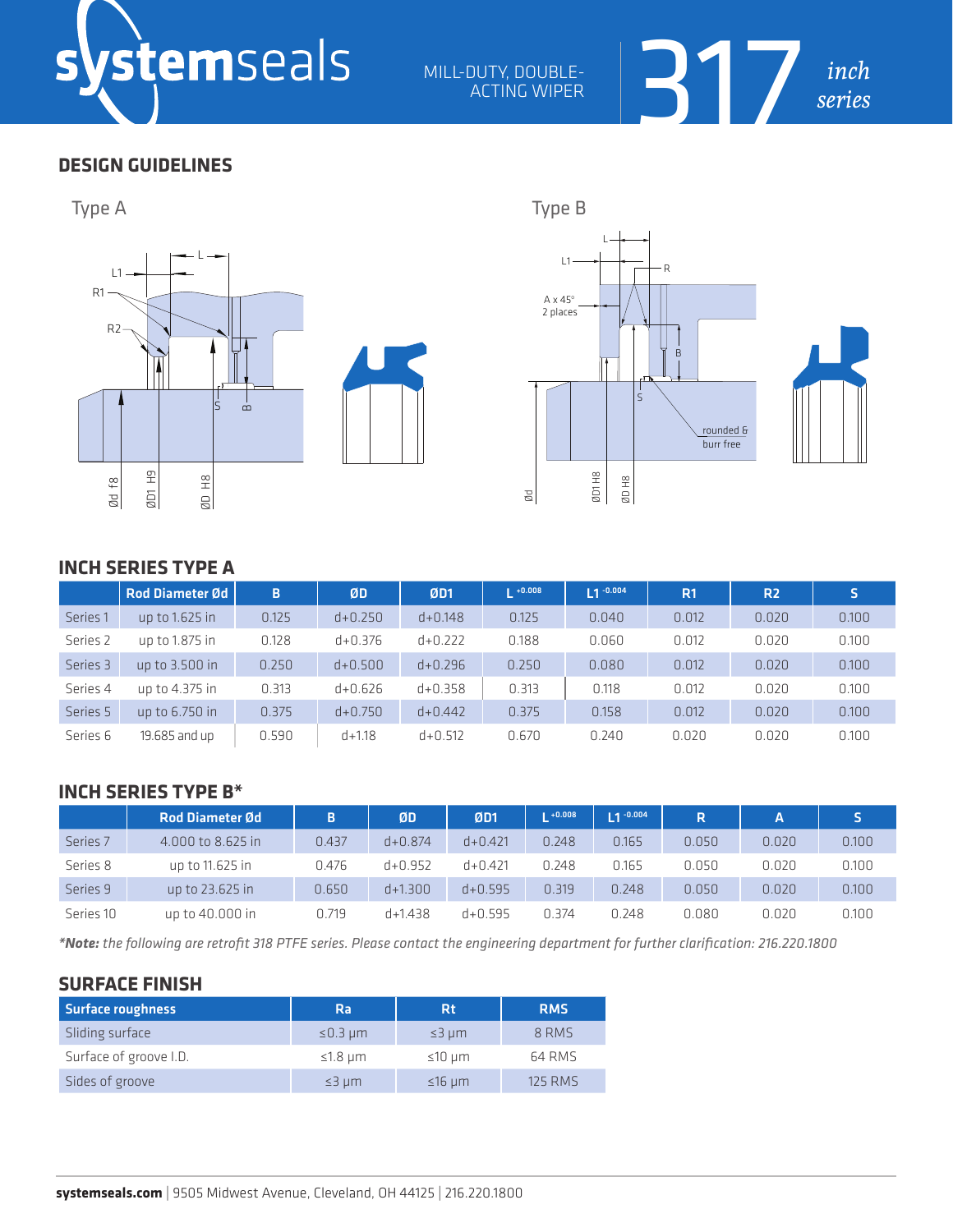systemseals

MILL-DUTY, DOUBLE-ACTING WIPER

317 inch series

## DESIGN GUIDELINES

Type A

L1
L
R1
R2
S
B
Ød f8
ØD1 H9
ØD H8

Type B

L
L1
R
A x 45°
2 places
B
S
rounded & burr free
Ød
ØD1 H8
ØD H8

## INCH SERIES TYPE A

| | Rod Diameter Ød | B | ØD | ØD1 | L $^{+0.008}$ | L1 $^{-0.004}$ | R1 | R2 | S |
|---|---|---|---|---|---|---|---|---|---|
| Series 1 | up to 1.625 in | 0.125 | d+0.250 | d+0.148 | 0.125 | 0.040 | 0.012 | 0.020 | 0.100 |
| Series 2 | up to 1.875 in | 0.128 | d+0.376 | d+0.222 | 0.188 | 0.060 | 0.012 | 0.020 | 0.100 |
| Series 3 | up to 3.500 in | 0.250 | d+0.500 | d+0.296 | 0.250 | 0.080 | 0.012 | 0.020 | 0.100 |
| Series 4 | up to 4.375 in | 0.313 | d+0.626 | d+0.358 | 0.313 | 0.118 | 0.012 | 0.020 | 0.100 |
| Series 5 | up to 6.750 in | 0.375 | d+0.750 | d+0.442 | 0.375 | 0.158 | 0.012 | 0.020 | 0.100 |
| Series 6 | 19.685 and up | 0.590 | d+1.18 | d+0.512 | 0.670 | 0.240 | 0.020 | 0.020 | 0.100 |

## INCH SERIES TYPE B*

| | Rod Diameter Ød | B | ØD | ØD1 | L $^{+0.008}$ | L1 $^{-0.004}$ | R | A | S |
|---|---|---|---|---|---|---|---|---|---|
| Series 7 | 4.000 to 8.625 in | 0.437 | d+0.874 | d+0.421 | 0.248 | 0.165 | 0.050 | 0.020 | 0.100 |
| Series 8 | up to 11.625 in | 0.476 | d+0.952 | d+0.421 | 0.248 | 0.165 | 0.050 | 0.020 | 0.100 |
| Series 9 | up to 23.625 in | 0.650 | d+1.300 | d+0.595 | 0.319 | 0.248 | 0.050 | 0.020 | 0.100 |
| Series 10 | up to 40.000 in | 0.719 | d+1.438 | d+0.595 | 0.374 | 0.248 | 0.080 | 0.020 | 0.100 |

**\*Note:** *the following are retrofit 318 PTFE series. Please contact the engineering department for further clarification: 216.220.1800*

## SURFACE FINISH

| Surface roughness | Ra | Rt | RMS |
|---|---|---|---|
| Sliding surface | ≤0.3 μm | ≤3 μm | 8 RMS |
| Surface of groove I.D. | ≤1.8 μm | ≤10 μm | 64 RMS |
| Sides of groove | ≤3 μm | ≤16 μm | 125 RMS |

**systemseals.com** | 9505 Midwest Avenue, Cleveland, OH 44125 | 216.220.1800